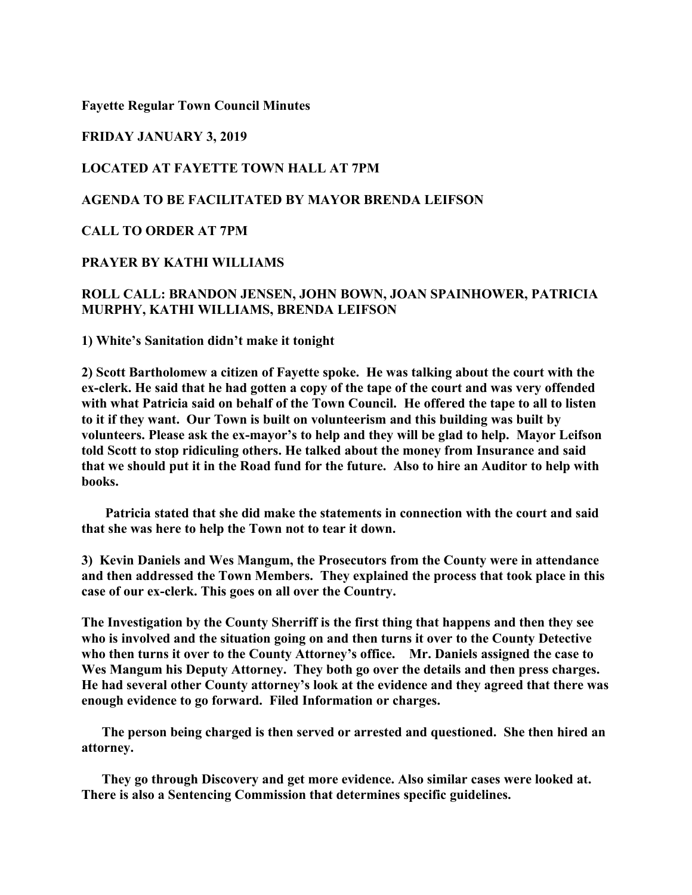**Fayette Regular Town Council Minutes**

**FRIDAY JANUARY 3, 2019**

**LOCATED AT FAYETTE TOWN HALL AT 7PM**

**AGENDA TO BE FACILITATED BY MAYOR BRENDA LEIFSON**

**CALL TO ORDER AT 7PM**

**PRAYER BY KATHI WILLIAMS**

**ROLL CALL: BRANDON JENSEN, JOHN BOWN, JOAN SPAINHOWER, PATRICIA MURPHY, KATHI WILLIAMS, BRENDA LEIFSON**

**1) White's Sanitation didn't make it tonight**

**2) Scott Bartholomew a citizen of Fayette spoke. He was talking about the court with the ex-clerk. He said that he had gotten a copy of the tape of the court and was very offended with what Patricia said on behalf of the Town Council. He offered the tape to all to listen to it if they want. Our Town is built on volunteerism and this building was built by volunteers. Please ask the ex-mayor's to help and they will be glad to help. Mayor Leifson told Scott to stop ridiculing others. He talked about the money from Insurance and said that we should put it in the Road fund for the future. Also to hire an Auditor to help with books.**

**Patricia stated that she did make the statements in connection with the court and said that she was here to help the Town not to tear it down.**

**3) Kevin Daniels and Wes Mangum, the Prosecutors from the County were in attendance and then addressed the Town Members. They explained the process that took place in this case of our ex-clerk. This goes on all over the Country.**

**The Investigation by the County Sherriff is the first thing that happens and then they see who is involved and the situation going on and then turns it over to the County Detective who then turns it over to the County Attorney's office. Mr. Daniels assigned the case to Wes Mangum his Deputy Attorney. They both go over the details and then press charges. He had several other County attorney's look at the evidence and they agreed that there was enough evidence to go forward. Filed Information or charges.**

**The person being charged is then served or arrested and questioned. She then hired an attorney.**

**They go through Discovery and get more evidence. Also similar cases were looked at. There is also a Sentencing Commission that determines specific guidelines.**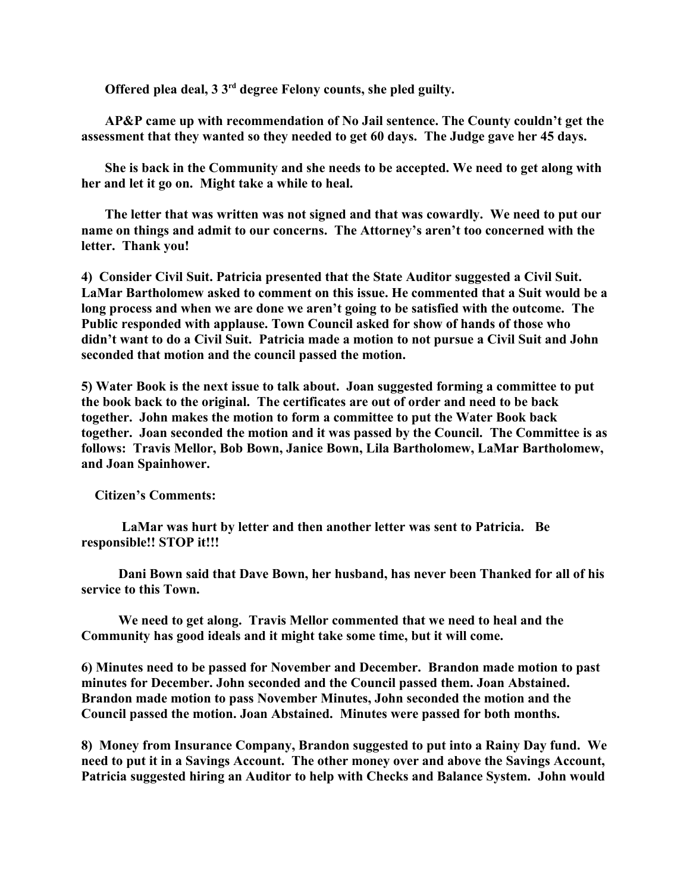**Offered plea deal, 3 3rd degree Felony counts, she pled guilty.**

**AP&P came up with recommendation of No Jail sentence. The County couldn't get the assessment that they wanted so they needed to get 60 days. The Judge gave her 45 days.**

**She is back in the Community and she needs to be accepted. We need to get along with her and let it go on. Might take a while to heal.**

**The letter that was written was not signed and that was cowardly. We need to put our name on things and admit to our concerns. The Attorney's aren't too concerned with the letter. Thank you!**

**4) Consider Civil Suit. Patricia presented that the State Auditor suggested a Civil Suit. LaMar Bartholomew asked to comment on this issue. He commented that a Suit would be a long process and when we are done we aren't going to be satisfied with the outcome. The Public responded with applause. Town Council asked for show of hands of those who didn't want to do a Civil Suit. Patricia made a motion to not pursue a Civil Suit and John seconded that motion and the council passed the motion.**

**5) Water Book is the next issue to talk about. Joan suggested forming a committee to put the book back to the original. The certificates are out of order and need to be back together. John makes the motion to form a committee to put the Water Book back together. Joan seconded the motion and it was passed by the Council. The Committee is as follows: Travis Mellor, Bob Bown, Janice Bown, Lila Bartholomew, LaMar Bartholomew, and Joan Spainhower.**

**Citizen's Comments:**

**LaMar was hurt by letter and then another letter was sent to Patricia. Be responsible!! STOP it!!!**

**Dani Bown said that Dave Bown, her husband, has never been Thanked for all of his service to this Town.**

**We need to get along. Travis Mellor commented that we need to heal and the Community has good ideals and it might take some time, but it will come.**

**6) Minutes need to be passed for November and December. Brandon made motion to past minutes for December. John seconded and the Council passed them. Joan Abstained. Brandon made motion to pass November Minutes, John seconded the motion and the Council passed the motion. Joan Abstained. Minutes were passed for both months.**

**8) Money from Insurance Company, Brandon suggested to put into a Rainy Day fund. We need to put it in a Savings Account. The other money over and above the Savings Account, Patricia suggested hiring an Auditor to help with Checks and Balance System. John would**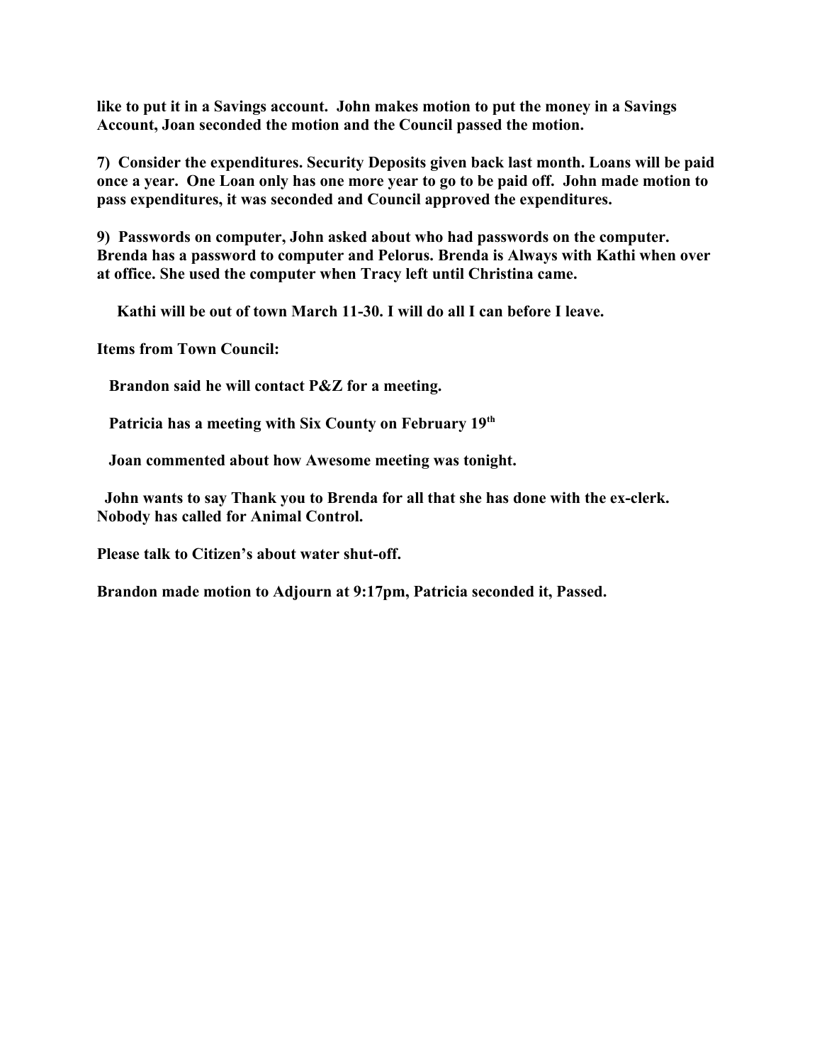**like to put it in a Savings account. John makes motion to put the money in a Savings Account, Joan seconded the motion and the Council passed the motion.**

**7) Consider the expenditures. Security Deposits given back last month. Loans will be paid once a year. One Loan only has one more year to go to be paid off. John made motion to pass expenditures, it was seconded and Council approved the expenditures.**

**9) Passwords on computer, John asked about who had passwords on the computer. Brenda has a password to computer and Pelorus. Brenda is Always with Kathi when over at office. She used the computer when Tracy left until Christina came.**

**Kathi will be out of town March 11-30. I will do all I can before I leave.**

**Items from Town Council:**

**Brandon said he will contact P&Z for a meeting.**

**Patricia has a meeting with Six County on February 19th**

**Joan commented about how Awesome meeting was tonight.**

**John wants to say Thank you to Brenda for all that she has done with the ex-clerk. Nobody has called for Animal Control.**

**Please talk to Citizen's about water shut-off.**

**Brandon made motion to Adjourn at 9:17pm, Patricia seconded it, Passed.**